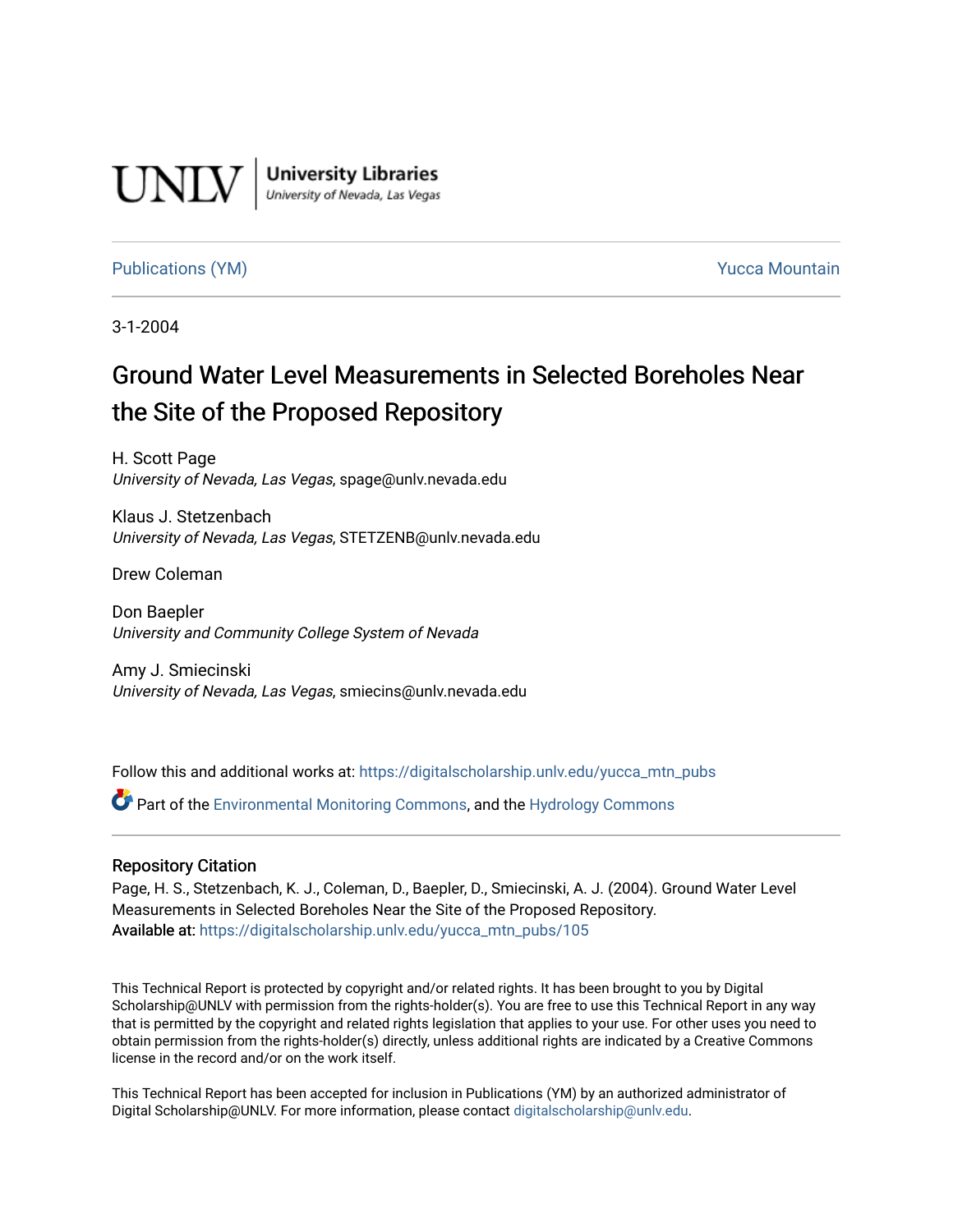UNLV | University Libraries
University of Nevada, Las Vegas

Publications (YM) | Yucca Mountain

3-1-2004

# Ground Water Level Measurements in Selected Boreholes Near the Site of the Proposed Repository

H. Scott Page
*University of Nevada, Las Vegas*, spage@unlv.nevada.edu

Klaus J. Stetzenbach
*University of Nevada, Las Vegas*, STETZENB@unlv.nevada.edu

Drew Coleman

Don Baepler
*University and Community College System of Nevada*

Amy J. Smiecinski
*University of Nevada, Las Vegas*, smiecins@unlv.nevada.edu

Follow this and additional works at: https://digitalscholarship.unlv.edu/yucca_mtn_pubs

Part of the Environmental Monitoring Commons, and the Hydrology Commons

## Repository Citation

Page, H. S., Stetzenbach, K. J., Coleman, D., Baepler, D., Smiecinski, A. J. (2004). Ground Water Level Measurements in Selected Boreholes Near the Site of the Proposed Repository.
Available at: https://digitalscholarship.unlv.edu/yucca_mtn_pubs/105

This Technical Report is protected by copyright and/or related rights. It has been brought to you by Digital Scholarship@UNLV with permission from the rights-holder(s). You are free to use this Technical Report in any way that is permitted by the copyright and related rights legislation that applies to your use. For other uses you need to obtain permission from the rights-holder(s) directly, unless additional rights are indicated by a Creative Commons license in the record and/or on the work itself.

This Technical Report has been accepted for inclusion in Publications (YM) by an authorized administrator of Digital Scholarship@UNLV. For more information, please contact digitalscholarship@unlv.edu.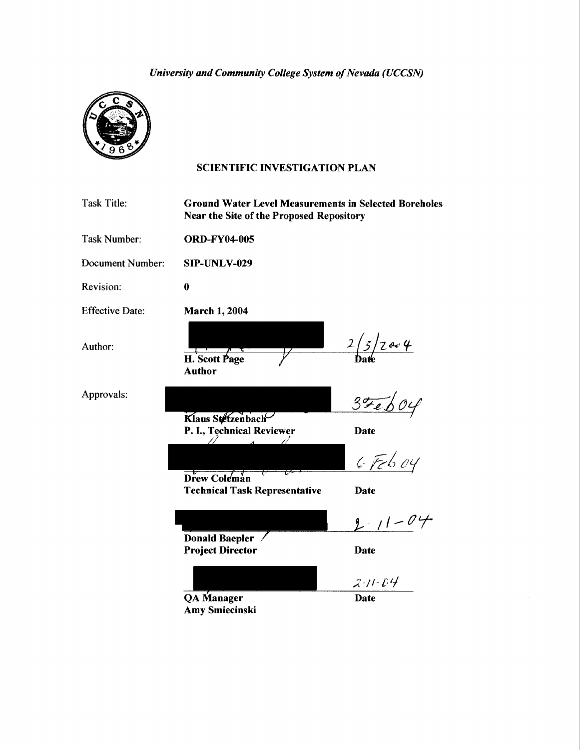*University and Community College System of Nevada (UCCSN)*

## SCIENTIFIC INVESTIGATION PLAN

| | |
|---|---|
| Task Title: | **Ground Water Level Measurements in Selected Boreholes Near the Site of the Proposed Repository** |
| Task Number: | **ORD-FY04-005** |
| Document Number: | **SIP-UNLV-029** |
| Revision: | **0** |
| Effective Date: | **March 1, 2004** |

Author:

| | |
|---|---|
| **H. Scott Page** | 2/3/2004 |
| **Author** | Date |

Approvals:

| | |
|---|---|
| **Klaus Stetzenbach** | 3 Feb 04 |
| **P. I., Technical Reviewer** | **Date** |
| **Drew Coleman** | 6 Feb 04 |
| **Technical Task Representative** | **Date** |
| **Donald Baepler** | 2-11-04 |
| **Project Director** | **Date** |
| **QA Manager** | 2-11-04 |
| **Amy Smiecinski** | **Date** |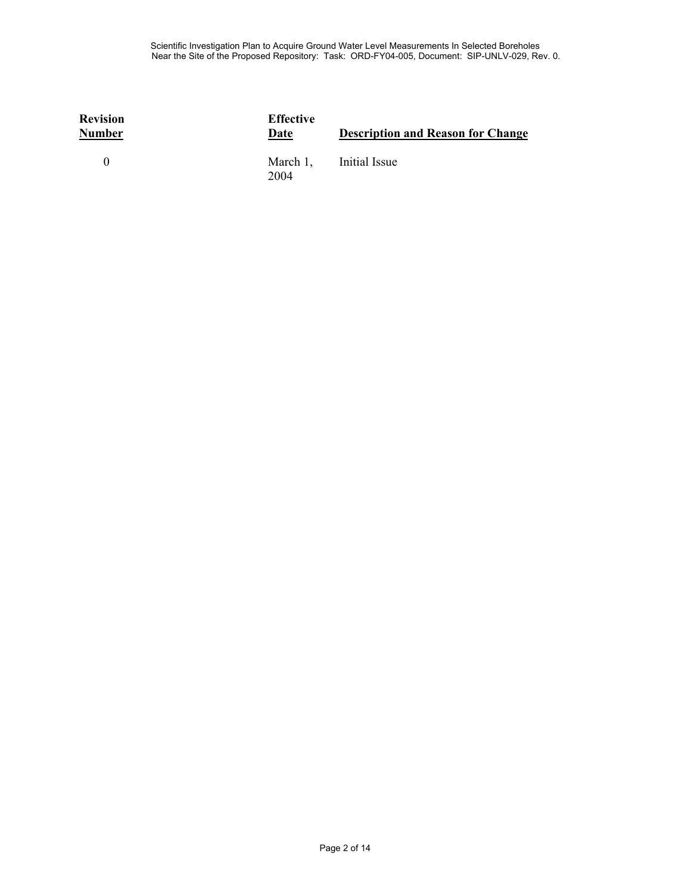| Revision Number | Effective Date | Description and Reason for Change |
|---|---|---|
| 0 | March 1, 2004 | Initial Issue |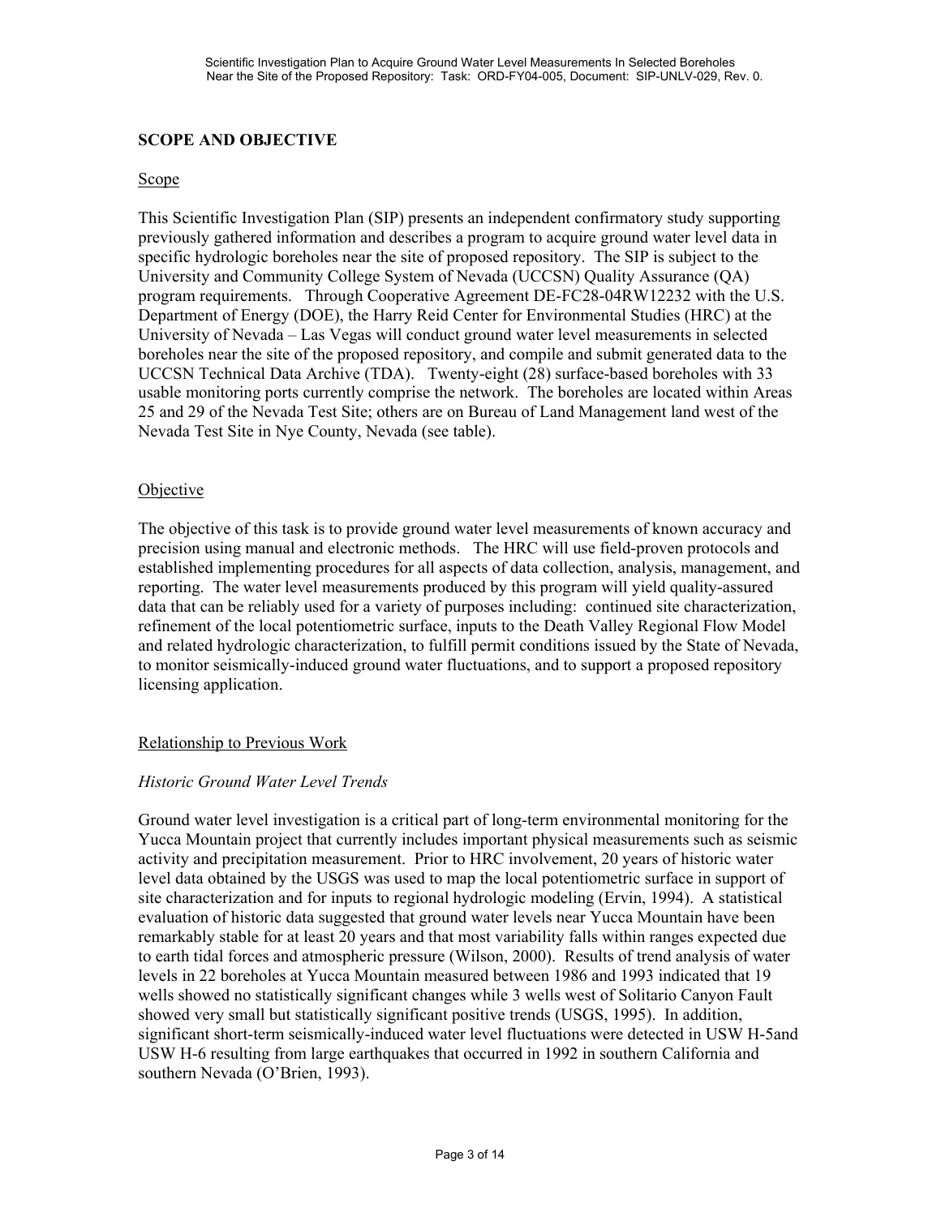## SCOPE AND OBJECTIVE

### Scope

This Scientific Investigation Plan (SIP) presents an independent confirmatory study supporting previously gathered information and describes a program to acquire ground water level data in specific hydrologic boreholes near the site of proposed repository. The SIP is subject to the University and Community College System of Nevada (UCCSN) Quality Assurance (QA) program requirements. Through Cooperative Agreement DE-FC28-04RW12232 with the U.S. Department of Energy (DOE), the Harry Reid Center for Environmental Studies (HRC) at the University of Nevada – Las Vegas will conduct ground water level measurements in selected boreholes near the site of the proposed repository, and compile and submit generated data to the UCCSN Technical Data Archive (TDA). Twenty-eight (28) surface-based boreholes with 33 usable monitoring ports currently comprise the network. The boreholes are located within Areas 25 and 29 of the Nevada Test Site; others are on Bureau of Land Management land west of the Nevada Test Site in Nye County, Nevada (see table).

### Objective

The objective of this task is to provide ground water level measurements of known accuracy and precision using manual and electronic methods. The HRC will use field-proven protocols and established implementing procedures for all aspects of data collection, analysis, management, and reporting. The water level measurements produced by this program will yield quality-assured data that can be reliably used for a variety of purposes including: continued site characterization, refinement of the local potentiometric surface, inputs to the Death Valley Regional Flow Model and related hydrologic characterization, to fulfill permit conditions issued by the State of Nevada, to monitor seismically-induced ground water fluctuations, and to support a proposed repository licensing application.

### Relationship to Previous Work

*Historic Ground Water Level Trends*

Ground water level investigation is a critical part of long-term environmental monitoring for the Yucca Mountain project that currently includes important physical measurements such as seismic activity and precipitation measurement. Prior to HRC involvement, 20 years of historic water level data obtained by the USGS was used to map the local potentiometric surface in support of site characterization and for inputs to regional hydrologic modeling (Ervin, 1994). A statistical evaluation of historic data suggested that ground water levels near Yucca Mountain have been remarkably stable for at least 20 years and that most variability falls within ranges expected due to earth tidal forces and atmospheric pressure (Wilson, 2000). Results of trend analysis of water levels in 22 boreholes at Yucca Mountain measured between 1986 and 1993 indicated that 19 wells showed no statistically significant changes while 3 wells west of Solitario Canyon Fault showed very small but statistically significant positive trends (USGS, 1995). In addition, significant short-term seismically-induced water level fluctuations were detected in USW H-5and USW H-6 resulting from large earthquakes that occurred in 1992 in southern California and southern Nevada (O'Brien, 1993).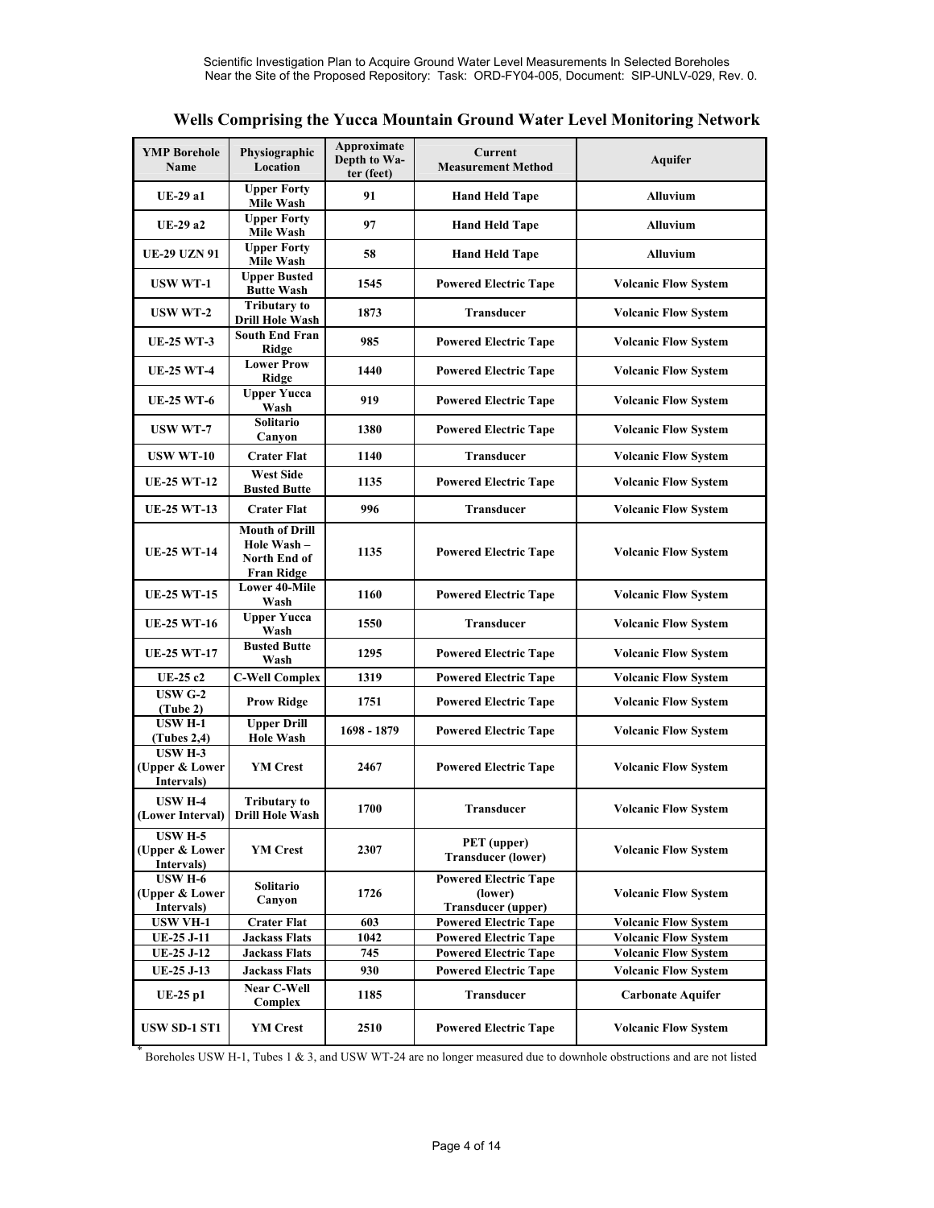## Wells Comprising the Yucca Mountain Ground Water Level Monitoring Network

| YMP Borehole Name | Physiographic Location | Approximate Depth to Water (feet) | Current Measurement Method | Aquifer |
|---|---|---|---|---|
| UE-29 a1 | Upper Forty Mile Wash | 91 | Hand Held Tape | Alluvium |
| UE-29 a2 | Upper Forty Mile Wash | 97 | Hand Held Tape | Alluvium |
| UE-29 UZN 91 | Upper Forty Mile Wash | 58 | Hand Held Tape | Alluvium |
| USW WT-1 | Upper Busted Butte Wash | 1545 | Powered Electric Tape | Volcanic Flow System |
| USW WT-2 | Tributary to Drill Hole Wash | 1873 | Transducer | Volcanic Flow System |
| UE-25 WT-3 | South End Fran Ridge | 985 | Powered Electric Tape | Volcanic Flow System |
| UE-25 WT-4 | Lower Prow Ridge | 1440 | Powered Electric Tape | Volcanic Flow System |
| UE-25 WT-6 | Upper Yucca Wash | 919 | Powered Electric Tape | Volcanic Flow System |
| USW WT-7 | Solitario Canyon | 1380 | Powered Electric Tape | Volcanic Flow System |
| USW WT-10 | Crater Flat | 1140 | Transducer | Volcanic Flow System |
| UE-25 WT-12 | West Side Busted Butte | 1135 | Powered Electric Tape | Volcanic Flow System |
| UE-25 WT-13 | Crater Flat | 996 | Transducer | Volcanic Flow System |
| UE-25 WT-14 | Mouth of Drill Hole Wash – North End of Fran Ridge | 1135 | Powered Electric Tape | Volcanic Flow System |
| UE-25 WT-15 | Lower 40-Mile Wash | 1160 | Powered Electric Tape | Volcanic Flow System |
| UE-25 WT-16 | Upper Yucca Wash | 1550 | Transducer | Volcanic Flow System |
| UE-25 WT-17 | Busted Butte Wash | 1295 | Powered Electric Tape | Volcanic Flow System |
| UE-25 c2 | C-Well Complex | 1319 | Powered Electric Tape | Volcanic Flow System |
| USW G-2 (Tube 2) | Prow Ridge | 1751 | Powered Electric Tape | Volcanic Flow System |
| USW H-1 (Tubes 2,4) | Upper Drill Hole Wash | 1698 - 1879 | Powered Electric Tape | Volcanic Flow System |
| USW H-3 (Upper & Lower Intervals) | YM Crest | 2467 | Powered Electric Tape | Volcanic Flow System |
| USW H-4 (Lower Interval) | Tributary to Drill Hole Wash | 1700 | Transducer | Volcanic Flow System |
| USW H-5 (Upper & Lower Intervals) | YM Crest | 2307 | PET (upper) Transducer (lower) | Volcanic Flow System |
| USW H-6 (Upper & Lower Intervals) | Solitario Canyon | 1726 | Powered Electric Tape (lower) Transducer (upper) | Volcanic Flow System |
| USW VH-1 | Crater Flat | 603 | Powered Electric Tape | Volcanic Flow System |
| UE-25 J-11 | Jackass Flats | 1042 | Powered Electric Tape | Volcanic Flow System |
| UE-25 J-12 | Jackass Flats | 745 | Powered Electric Tape | Volcanic Flow System |
| UE-25 J-13 | Jackass Flats | 930 | Powered Electric Tape | Volcanic Flow System |
| UE-25 p1 | Near C-Well Complex | 1185 | Transducer | Carbonate Aquifer |
| USW SD-1 ST1 | YM Crest | 2510 | Powered Electric Tape | Volcanic Flow System |

* Boreholes USW H-1, Tubes 1 & 3, and USW WT-24 are no longer measured due to downhole obstructions and are not listed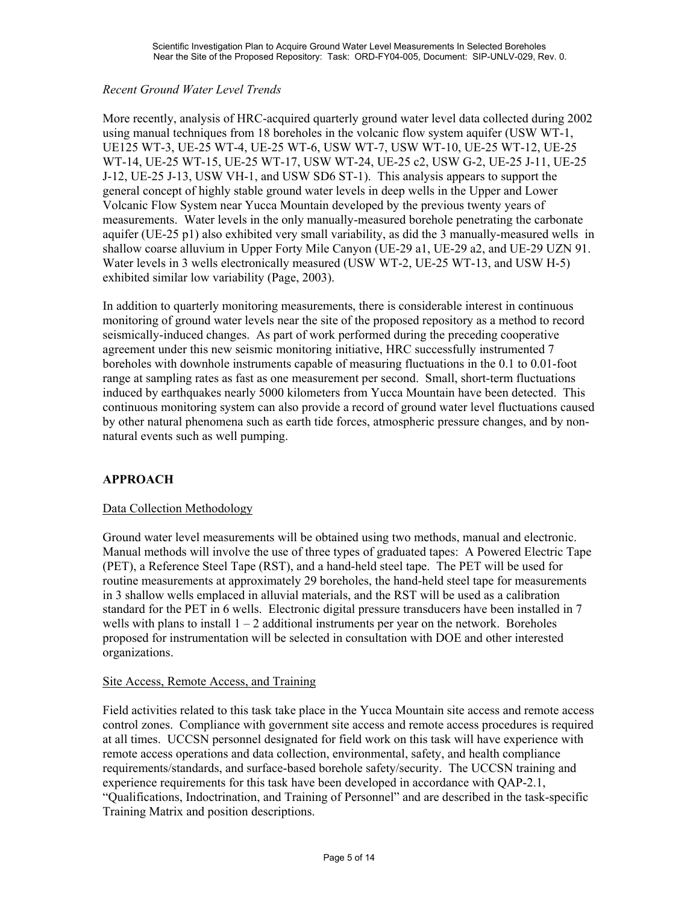*Recent Ground Water Level Trends*

More recently, analysis of HRC-acquired quarterly ground water level data collected during 2002 using manual techniques from 18 boreholes in the volcanic flow system aquifer (USW WT-1, UE125 WT-3, UE-25 WT-4, UE-25 WT-6, USW WT-7, USW WT-10, UE-25 WT-12, UE-25 WT-14, UE-25 WT-15, UE-25 WT-17, USW WT-24, UE-25 c2, USW G-2, UE-25 J-11, UE-25 J-12, UE-25 J-13, USW VH-1, and USW SD6 ST-1). This analysis appears to support the general concept of highly stable ground water levels in deep wells in the Upper and Lower Volcanic Flow System near Yucca Mountain developed by the previous twenty years of measurements. Water levels in the only manually-measured borehole penetrating the carbonate aquifer (UE-25 p1) also exhibited very small variability, as did the 3 manually-measured wells in shallow coarse alluvium in Upper Forty Mile Canyon (UE-29 a1, UE-29 a2, and UE-29 UZN 91. Water levels in 3 wells electronically measured (USW WT-2, UE-25 WT-13, and USW H-5) exhibited similar low variability (Page, 2003).

In addition to quarterly monitoring measurements, there is considerable interest in continuous monitoring of ground water levels near the site of the proposed repository as a method to record seismically-induced changes. As part of work performed during the preceding cooperative agreement under this new seismic monitoring initiative, HRC successfully instrumented 7 boreholes with downhole instruments capable of measuring fluctuations in the 0.1 to 0.01-foot range at sampling rates as fast as one measurement per second. Small, short-term fluctuations induced by earthquakes nearly 5000 kilometers from Yucca Mountain have been detected. This continuous monitoring system can also provide a record of ground water level fluctuations caused by other natural phenomena such as earth tide forces, atmospheric pressure changes, and by non-natural events such as well pumping.

## APPROACH

### Data Collection Methodology

Ground water level measurements will be obtained using two methods, manual and electronic. Manual methods will involve the use of three types of graduated tapes: A Powered Electric Tape (PET), a Reference Steel Tape (RST), and a hand-held steel tape. The PET will be used for routine measurements at approximately 29 boreholes, the hand-held steel tape for measurements in 3 shallow wells emplaced in alluvial materials, and the RST will be used as a calibration standard for the PET in 6 wells. Electronic digital pressure transducers have been installed in 7 wells with plans to install 1 – 2 additional instruments per year on the network. Boreholes proposed for instrumentation will be selected in consultation with DOE and other interested organizations.

### Site Access, Remote Access, and Training

Field activities related to this task take place in the Yucca Mountain site access and remote access control zones. Compliance with government site access and remote access procedures is required at all times. UCCSN personnel designated for field work on this task will have experience with remote access operations and data collection, environmental, safety, and health compliance requirements/standards, and surface-based borehole safety/security. The UCCSN training and experience requirements for this task have been developed in accordance with QAP-2.1, "Qualifications, Indoctrination, and Training of Personnel" and are described in the task-specific Training Matrix and position descriptions.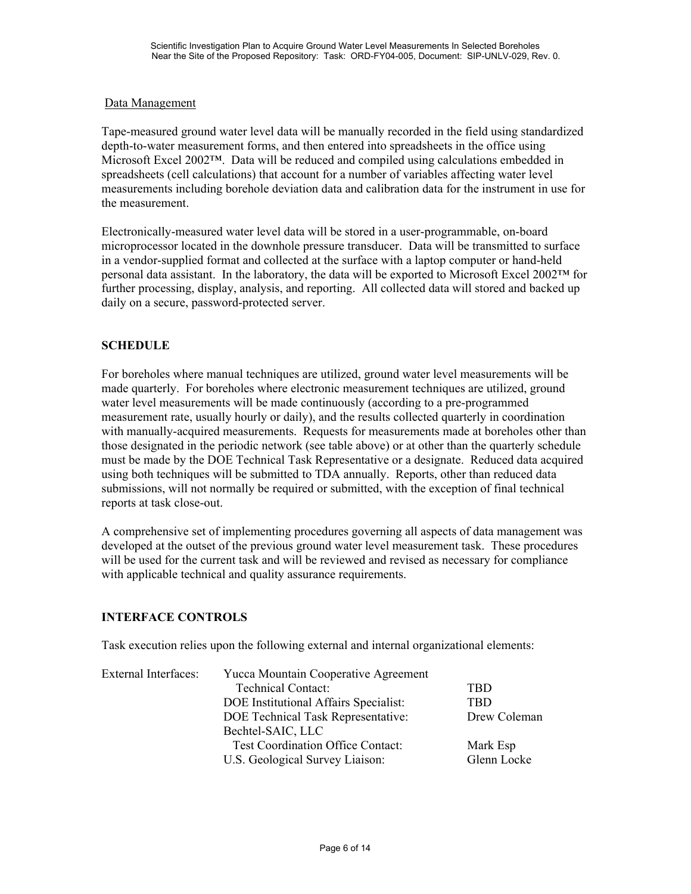Data Management

Tape-measured ground water level data will be manually recorded in the field using standardized depth-to-water measurement forms, and then entered into spreadsheets in the office using Microsoft Excel 2002™. Data will be reduced and compiled using calculations embedded in spreadsheets (cell calculations) that account for a number of variables affecting water level measurements including borehole deviation data and calibration data for the instrument in use for the measurement.

Electronically-measured water level data will be stored in a user-programmable, on-board microprocessor located in the downhole pressure transducer. Data will be transmitted to surface in a vendor-supplied format and collected at the surface with a laptop computer or hand-held personal data assistant. In the laboratory, the data will be exported to Microsoft Excel 2002™ for further processing, display, analysis, and reporting. All collected data will stored and backed up daily on a secure, password-protected server.

## SCHEDULE

For boreholes where manual techniques are utilized, ground water level measurements will be made quarterly. For boreholes where electronic measurement techniques are utilized, ground water level measurements will be made continuously (according to a pre-programmed measurement rate, usually hourly or daily), and the results collected quarterly in coordination with manually-acquired measurements. Requests for measurements made at boreholes other than those designated in the periodic network (see table above) or at other than the quarterly schedule must be made by the DOE Technical Task Representative or a designate. Reduced data acquired using both techniques will be submitted to TDA annually. Reports, other than reduced data submissions, will not normally be required or submitted, with the exception of final technical reports at task close-out.

A comprehensive set of implementing procedures governing all aspects of data management was developed at the outset of the previous ground water level measurement task. These procedures will be used for the current task and will be reviewed and revised as necessary for compliance with applicable technical and quality assurance requirements.

## INTERFACE CONTROLS

Task execution relies upon the following external and internal organizational elements:

| | | |
|---|---|---|
| External Interfaces: | Yucca Mountain Cooperative Agreement Technical Contact: | TBD |
| | DOE Institutional Affairs Specialist: | TBD |
| | DOE Technical Task Representative: | Drew Coleman |
| | Bechtel-SAIC, LLC Test Coordination Office Contact: | Mark Esp |
| | U.S. Geological Survey Liaison: | Glenn Locke |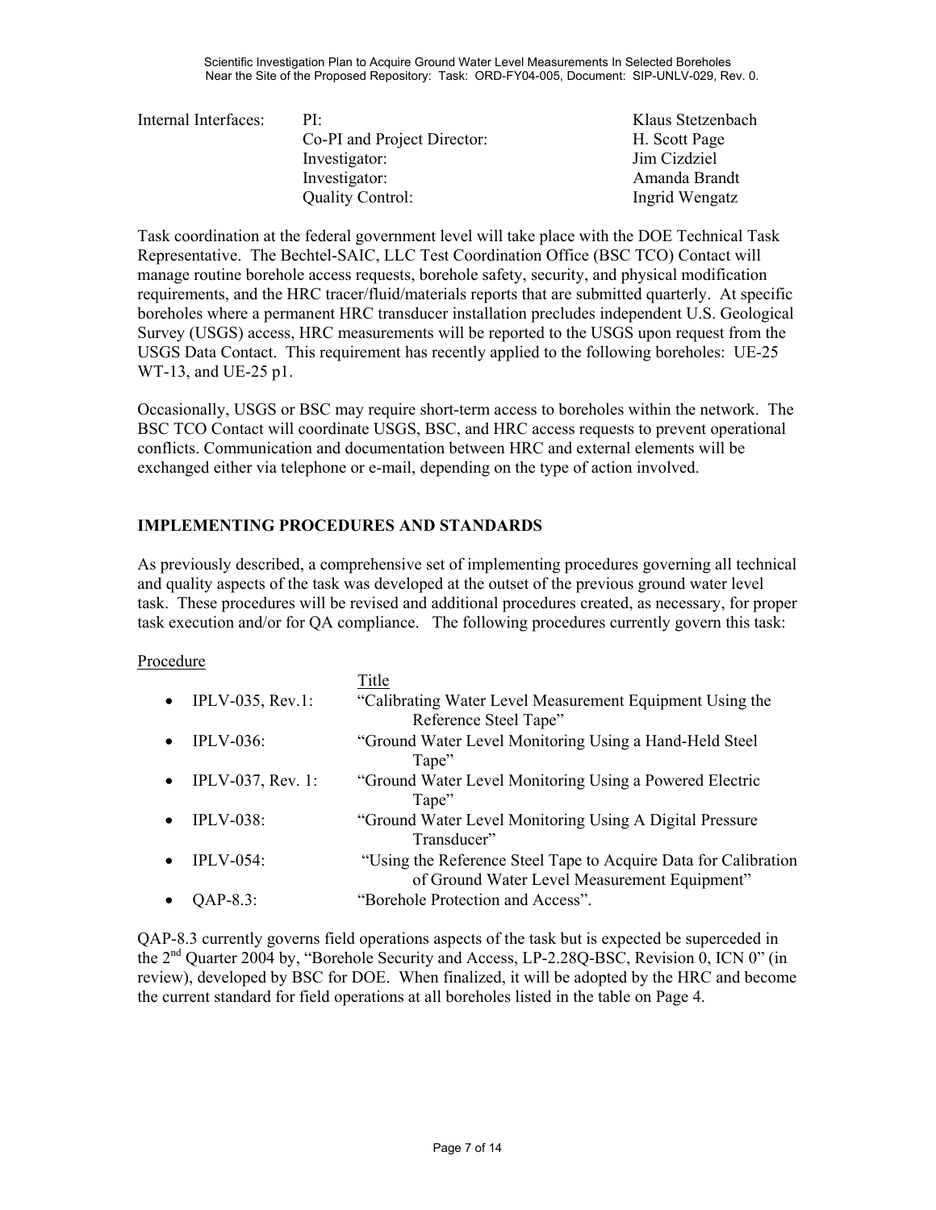Internal Interfaces:

| Role | Name |
| --- | --- |
| PI: | Klaus Stetzenbach |
| Co-PI and Project Director: | H. Scott Page |
| Investigator: | Jim Cizdziel |
| Investigator: | Amanda Brandt |
| Quality Control: | Ingrid Wengatz |

Task coordination at the federal government level will take place with the DOE Technical Task Representative. The Bechtel-SAIC, LLC Test Coordination Office (BSC TCO) Contact will manage routine borehole access requests, borehole safety, security, and physical modification requirements, and the HRC tracer/fluid/materials reports that are submitted quarterly. At specific boreholes where a permanent HRC transducer installation precludes independent U.S. Geological Survey (USGS) access, HRC measurements will be reported to the USGS upon request from the USGS Data Contact. This requirement has recently applied to the following boreholes: UE-25 WT-13, and UE-25 p1.

Occasionally, USGS or BSC may require short-term access to boreholes within the network. The BSC TCO Contact will coordinate USGS, BSC, and HRC access requests to prevent operational conflicts. Communication and documentation between HRC and external elements will be exchanged either via telephone or e-mail, depending on the type of action involved.

## IMPLEMENTING PROCEDURES AND STANDARDS

As previously described, a comprehensive set of implementing procedures governing all technical and quality aspects of the task was developed at the outset of the previous ground water level task. These procedures will be revised and additional procedures created, as necessary, for proper task execution and/or for QA compliance. The following procedures currently govern this task:

| Procedure | Title |
| --- | --- |
| • IPLV-035, Rev.1: | "Calibrating Water Level Measurement Equipment Using the Reference Steel Tape" |
| • IPLV-036: | "Ground Water Level Monitoring Using a Hand-Held Steel Tape" |
| • IPLV-037, Rev. 1: | "Ground Water Level Monitoring Using a Powered Electric Tape" |
| • IPLV-038: | "Ground Water Level Monitoring Using A Digital Pressure Transducer" |
| • IPLV-054: | "Using the Reference Steel Tape to Acquire Data for Calibration of Ground Water Level Measurement Equipment" |
| • QAP-8.3: | "Borehole Protection and Access". |

QAP-8.3 currently governs field operations aspects of the task but is expected be superceded in the 2nd Quarter 2004 by, "Borehole Security and Access, LP-2.28Q-BSC, Revision 0, ICN 0" (in review), developed by BSC for DOE. When finalized, it will be adopted by the HRC and become the current standard for field operations at all boreholes listed in the table on Page 4.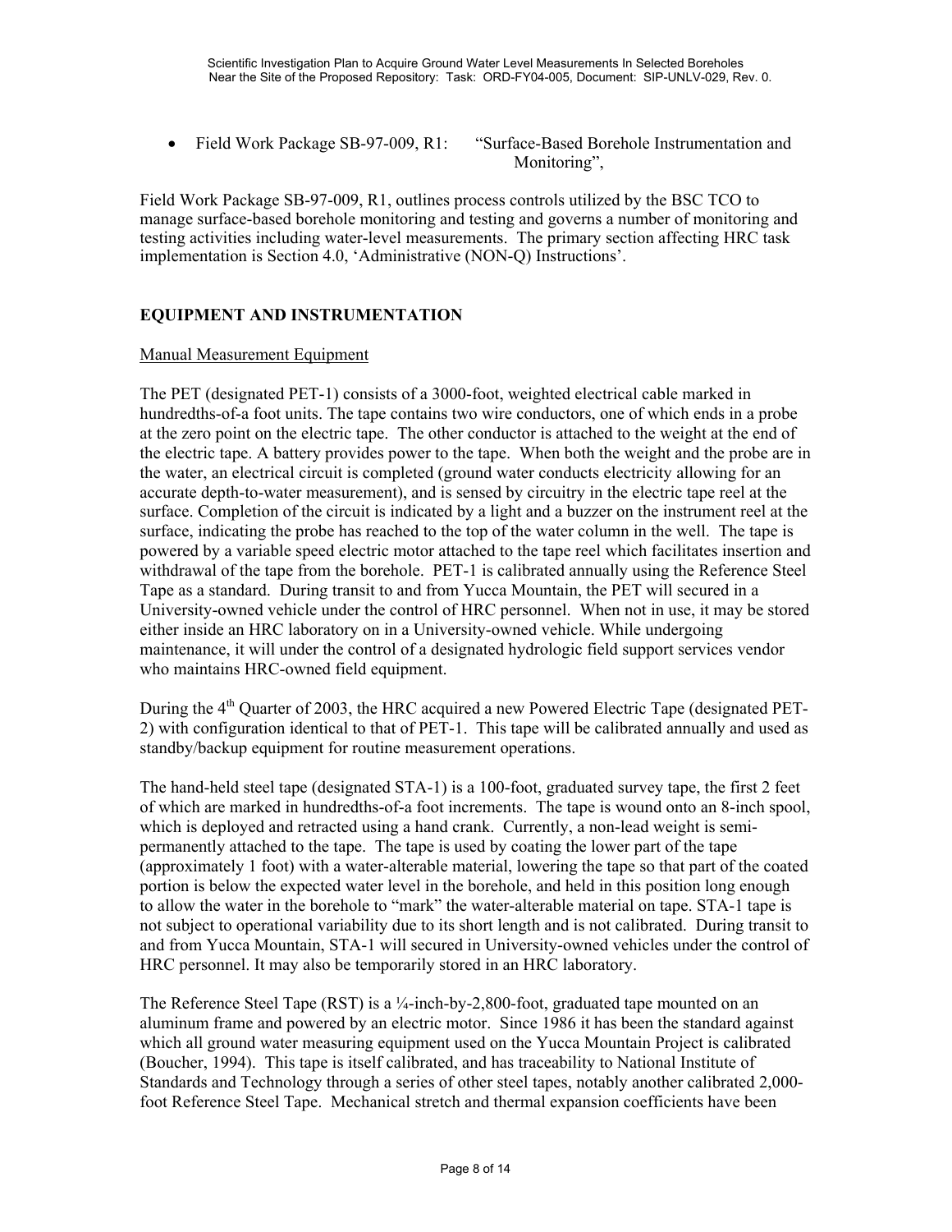- Field Work Package SB-97-009, R1: "Surface-Based Borehole Instrumentation and Monitoring",

Field Work Package SB-97-009, R1, outlines process controls utilized by the BSC TCO to manage surface-based borehole monitoring and testing and governs a number of monitoring and testing activities including water-level measurements. The primary section affecting HRC task implementation is Section 4.0, 'Administrative (NON-Q) Instructions'.

## EQUIPMENT AND INSTRUMENTATION

### Manual Measurement Equipment

The PET (designated PET-1) consists of a 3000-foot, weighted electrical cable marked in hundredths-of-a foot units. The tape contains two wire conductors, one of which ends in a probe at the zero point on the electric tape. The other conductor is attached to the weight at the end of the electric tape. A battery provides power to the tape. When both the weight and the probe are in the water, an electrical circuit is completed (ground water conducts electricity allowing for an accurate depth-to-water measurement), and is sensed by circuitry in the electric tape reel at the surface. Completion of the circuit is indicated by a light and a buzzer on the instrument reel at the surface, indicating the probe has reached to the top of the water column in the well. The tape is powered by a variable speed electric motor attached to the tape reel which facilitates insertion and withdrawal of the tape from the borehole. PET-1 is calibrated annually using the Reference Steel Tape as a standard. During transit to and from Yucca Mountain, the PET will secured in a University-owned vehicle under the control of HRC personnel. When not in use, it may be stored either inside an HRC laboratory on in a University-owned vehicle. While undergoing maintenance, it will under the control of a designated hydrologic field support services vendor who maintains HRC-owned field equipment.

During the 4th Quarter of 2003, the HRC acquired a new Powered Electric Tape (designated PET-2) with configuration identical to that of PET-1. This tape will be calibrated annually and used as standby/backup equipment for routine measurement operations.

The hand-held steel tape (designated STA-1) is a 100-foot, graduated survey tape, the first 2 feet of which are marked in hundredths-of-a foot increments. The tape is wound onto an 8-inch spool, which is deployed and retracted using a hand crank. Currently, a non-lead weight is semi-permanently attached to the tape. The tape is used by coating the lower part of the tape (approximately 1 foot) with a water-alterable material, lowering the tape so that part of the coated portion is below the expected water level in the borehole, and held in this position long enough to allow the water in the borehole to "mark" the water-alterable material on tape. STA-1 tape is not subject to operational variability due to its short length and is not calibrated. During transit to and from Yucca Mountain, STA-1 will secured in University-owned vehicles under the control of HRC personnel. It may also be temporarily stored in an HRC laboratory.

The Reference Steel Tape (RST) is a ¼-inch-by-2,800-foot, graduated tape mounted on an aluminum frame and powered by an electric motor. Since 1986 it has been the standard against which all ground water measuring equipment used on the Yucca Mountain Project is calibrated (Boucher, 1994). This tape is itself calibrated, and has traceability to National Institute of Standards and Technology through a series of other steel tapes, notably another calibrated 2,000-foot Reference Steel Tape. Mechanical stretch and thermal expansion coefficients have been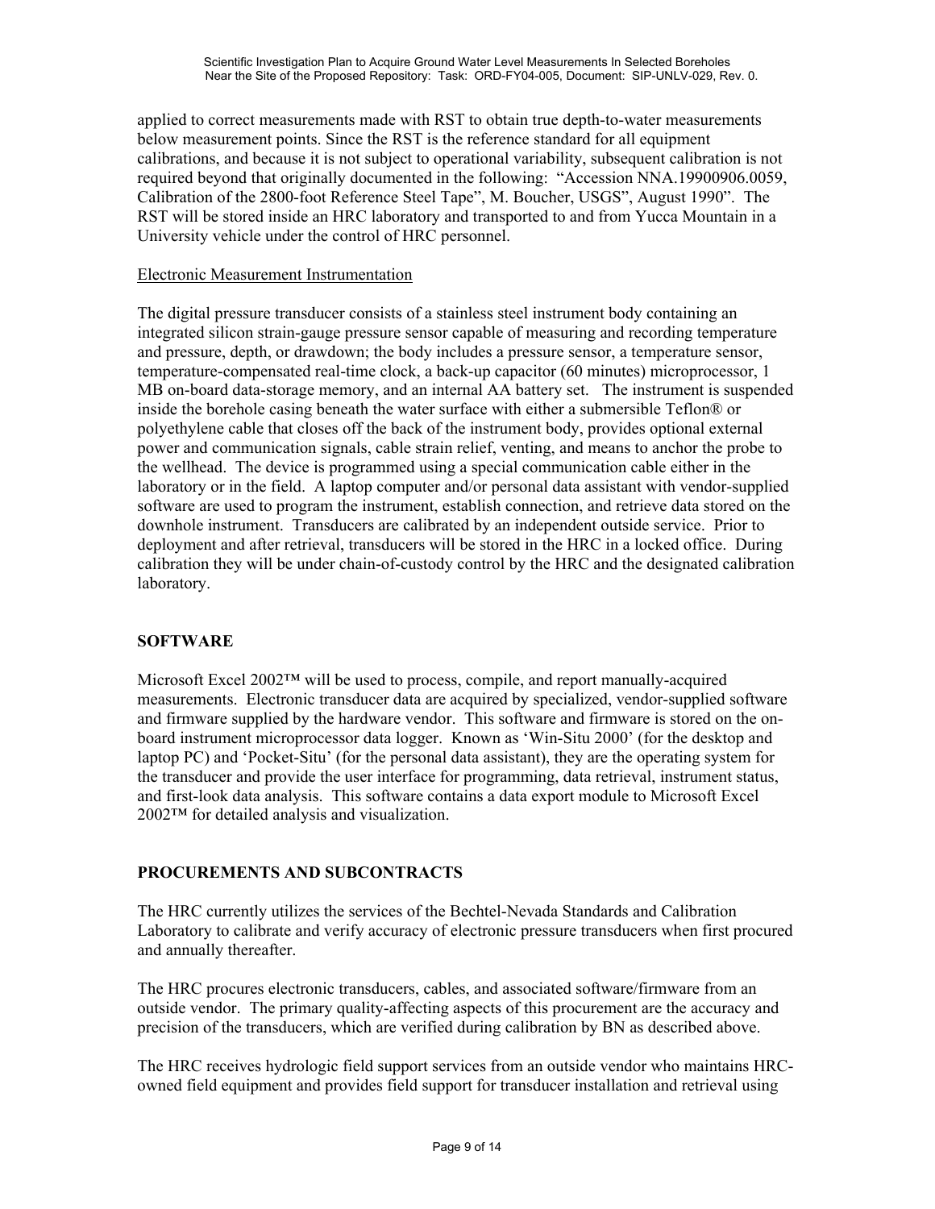applied to correct measurements made with RST to obtain true depth-to-water measurements below measurement points. Since the RST is the reference standard for all equipment calibrations, and because it is not subject to operational variability, subsequent calibration is not required beyond that originally documented in the following: "Accession NNA.19900906.0059, Calibration of the 2800-foot Reference Steel Tape", M. Boucher, USGS", August 1990". The RST will be stored inside an HRC laboratory and transported to and from Yucca Mountain in a University vehicle under the control of HRC personnel.

Electronic Measurement Instrumentation

The digital pressure transducer consists of a stainless steel instrument body containing an integrated silicon strain-gauge pressure sensor capable of measuring and recording temperature and pressure, depth, or drawdown; the body includes a pressure sensor, a temperature sensor, temperature-compensated real-time clock, a back-up capacitor (60 minutes) microprocessor, 1 MB on-board data-storage memory, and an internal AA battery set. The instrument is suspended inside the borehole casing beneath the water surface with either a submersible Teflon® or polyethylene cable that closes off the back of the instrument body, provides optional external power and communication signals, cable strain relief, venting, and means to anchor the probe to the wellhead. The device is programmed using a special communication cable either in the laboratory or in the field. A laptop computer and/or personal data assistant with vendor-supplied software are used to program the instrument, establish connection, and retrieve data stored on the downhole instrument. Transducers are calibrated by an independent outside service. Prior to deployment and after retrieval, transducers will be stored in the HRC in a locked office. During calibration they will be under chain-of-custody control by the HRC and the designated calibration laboratory.

## SOFTWARE

Microsoft Excel 2002™ will be used to process, compile, and report manually-acquired measurements. Electronic transducer data are acquired by specialized, vendor-supplied software and firmware supplied by the hardware vendor. This software and firmware is stored on the on-board instrument microprocessor data logger. Known as 'Win-Situ 2000' (for the desktop and laptop PC) and 'Pocket-Situ' (for the personal data assistant), they are the operating system for the transducer and provide the user interface for programming, data retrieval, instrument status, and first-look data analysis. This software contains a data export module to Microsoft Excel 2002™ for detailed analysis and visualization.

## PROCUREMENTS AND SUBCONTRACTS

The HRC currently utilizes the services of the Bechtel-Nevada Standards and Calibration Laboratory to calibrate and verify accuracy of electronic pressure transducers when first procured and annually thereafter.

The HRC procures electronic transducers, cables, and associated software/firmware from an outside vendor. The primary quality-affecting aspects of this procurement are the accuracy and precision of the transducers, which are verified during calibration by BN as described above.

The HRC receives hydrologic field support services from an outside vendor who maintains HRC-owned field equipment and provides field support for transducer installation and retrieval using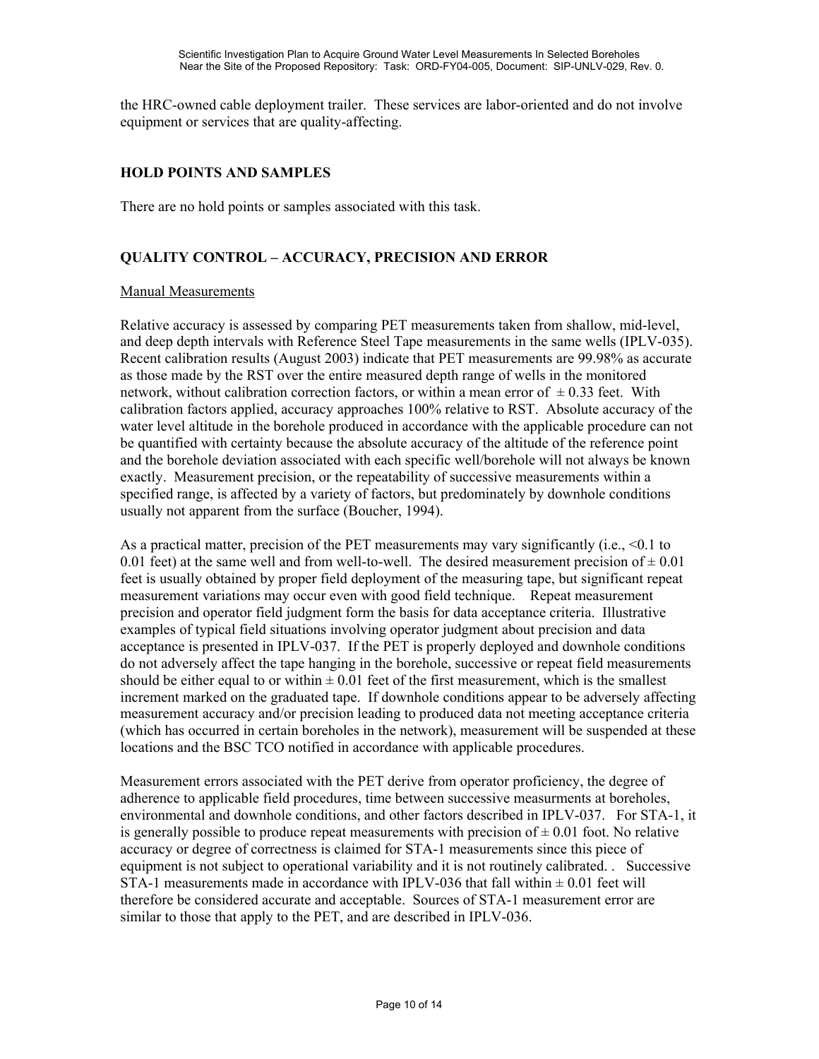the HRC-owned cable deployment trailer. These services are labor-oriented and do not involve equipment or services that are quality-affecting.

## HOLD POINTS AND SAMPLES

There are no hold points or samples associated with this task.

## QUALITY CONTROL – ACCURACY, PRECISION AND ERROR

Manual Measurements

Relative accuracy is assessed by comparing PET measurements taken from shallow, mid-level, and deep depth intervals with Reference Steel Tape measurements in the same wells (IPLV-035). Recent calibration results (August 2003) indicate that PET measurements are 99.98% as accurate as those made by the RST over the entire measured depth range of wells in the monitored network, without calibration correction factors, or within a mean error of ± 0.33 feet. With calibration factors applied, accuracy approaches 100% relative to RST. Absolute accuracy of the water level altitude in the borehole produced in accordance with the applicable procedure can not be quantified with certainty because the absolute accuracy of the altitude of the reference point and the borehole deviation associated with each specific well/borehole will not always be known exactly. Measurement precision, or the repeatability of successive measurements within a specified range, is affected by a variety of factors, but predominately by downhole conditions usually not apparent from the surface (Boucher, 1994).

As a practical matter, precision of the PET measurements may vary significantly (i.e., <0.1 to 0.01 feet) at the same well and from well-to-well. The desired measurement precision of ± 0.01 feet is usually obtained by proper field deployment of the measuring tape, but significant repeat measurement variations may occur even with good field technique. Repeat measurement precision and operator field judgment form the basis for data acceptance criteria. Illustrative examples of typical field situations involving operator judgment about precision and data acceptance is presented in IPLV-037. If the PET is properly deployed and downhole conditions do not adversely affect the tape hanging in the borehole, successive or repeat field measurements should be either equal to or within ± 0.01 feet of the first measurement, which is the smallest increment marked on the graduated tape. If downhole conditions appear to be adversely affecting measurement accuracy and/or precision leading to produced data not meeting acceptance criteria (which has occurred in certain boreholes in the network), measurement will be suspended at these locations and the BSC TCO notified in accordance with applicable procedures.

Measurement errors associated with the PET derive from operator proficiency, the degree of adherence to applicable field procedures, time between successive measurments at boreholes, environmental and downhole conditions, and other factors described in IPLV-037. For STA-1, it is generally possible to produce repeat measurements with precision of ± 0.01 foot. No relative accuracy or degree of correctness is claimed for STA-1 measurements since this piece of equipment is not subject to operational variability and it is not routinely calibrated. . Successive STA-1 measurements made in accordance with IPLV-036 that fall within ± 0.01 feet will therefore be considered accurate and acceptable. Sources of STA-1 measurement error are similar to those that apply to the PET, and are described in IPLV-036.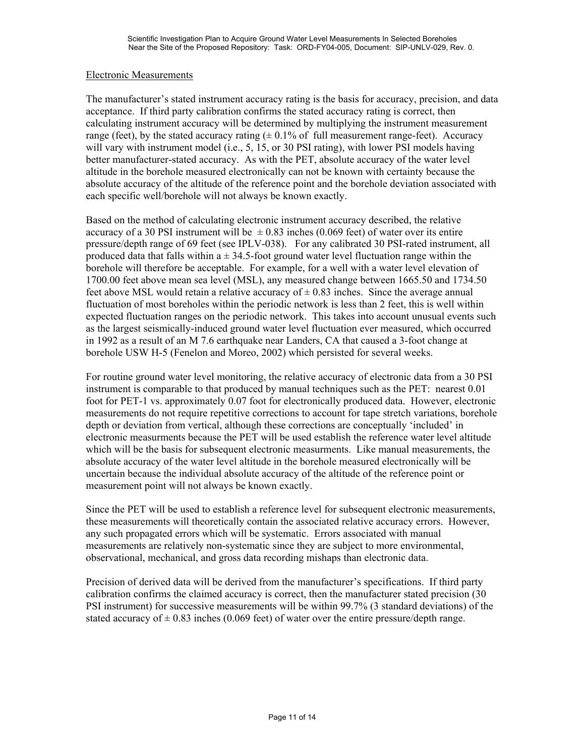Electronic Measurements

The manufacturer's stated instrument accuracy rating is the basis for accuracy, precision, and data acceptance. If third party calibration confirms the stated accuracy rating is correct, then calculating instrument accuracy will be determined by multiplying the instrument measurement range (feet), by the stated accuracy rating (± 0.1% of full measurement range-feet). Accuracy will vary with instrument model (i.e., 5, 15, or 30 PSI rating), with lower PSI models having better manufacturer-stated accuracy. As with the PET, absolute accuracy of the water level altitude in the borehole measured electronically can not be known with certainty because the absolute accuracy of the altitude of the reference point and the borehole deviation associated with each specific well/borehole will not always be known exactly.

Based on the method of calculating electronic instrument accuracy described, the relative accuracy of a 30 PSI instrument will be ± 0.83 inches (0.069 feet) of water over its entire pressure/depth range of 69 feet (see IPLV-038). For any calibrated 30 PSI-rated instrument, all produced data that falls within a ± 34.5-foot ground water level fluctuation range within the borehole will therefore be acceptable. For example, for a well with a water level elevation of 1700.00 feet above mean sea level (MSL), any measured change between 1665.50 and 1734.50 feet above MSL would retain a relative accuracy of ± 0.83 inches. Since the average annual fluctuation of most boreholes within the periodic network is less than 2 feet, this is well within expected fluctuation ranges on the periodic network. This takes into account unusual events such as the largest seismically-induced ground water level fluctuation ever measured, which occurred in 1992 as a result of an M 7.6 earthquake near Landers, CA that caused a 3-foot change at borehole USW H-5 (Fenelon and Moreo, 2002) which persisted for several weeks.

For routine ground water level monitoring, the relative accuracy of electronic data from a 30 PSI instrument is comparable to that produced by manual techniques such as the PET: nearest 0.01 foot for PET-1 vs. approximately 0.07 foot for electronically produced data. However, electronic measurements do not require repetitive corrections to account for tape stretch variations, borehole depth or deviation from vertical, although these corrections are conceptually 'included' in electronic measurments because the PET will be used establish the reference water level altitude which will be the basis for subsequent electronic measurments. Like manual measurements, the absolute accuracy of the water level altitude in the borehole measured electronically will be uncertain because the individual absolute accuracy of the altitude of the reference point or measurement point will not always be known exactly.

Since the PET will be used to establish a reference level for subsequent electronic measurements, these measurements will theoretically contain the associated relative accuracy errors. However, any such propagated errors which will be systematic. Errors associated with manual measurements are relatively non-systematic since they are subject to more environmental, observational, mechanical, and gross data recording mishaps than electronic data.

Precision of derived data will be derived from the manufacturer's specifications. If third party calibration confirms the claimed accuracy is correct, then the manufacturer stated precision (30 PSI instrument) for successive measurements will be within 99.7% (3 standard deviations) of the stated accuracy of ± 0.83 inches (0.069 feet) of water over the entire pressure/depth range.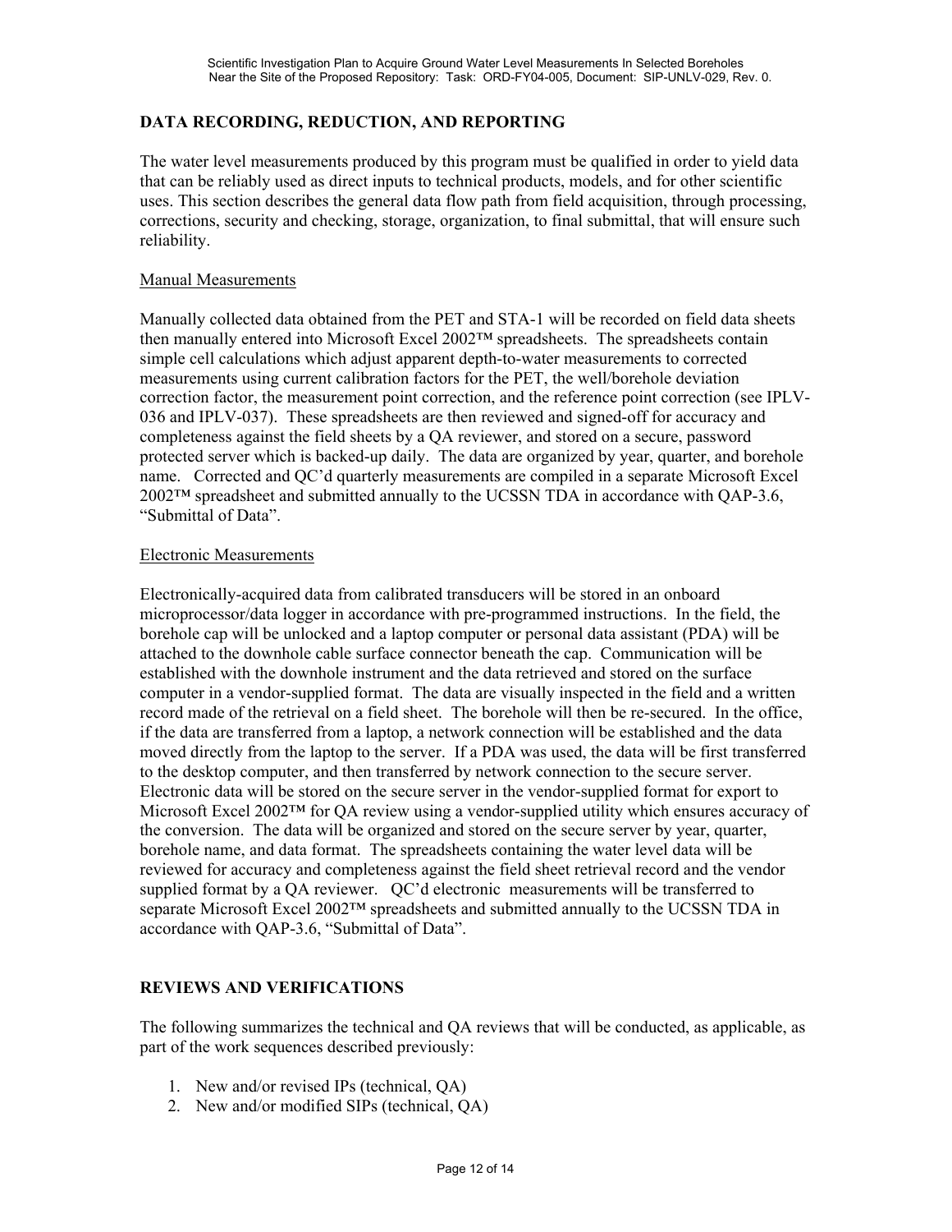## DATA RECORDING, REDUCTION, AND REPORTING

The water level measurements produced by this program must be qualified in order to yield data that can be reliably used as direct inputs to technical products, models, and for other scientific uses. This section describes the general data flow path from field acquisition, through processing, corrections, security and checking, storage, organization, to final submittal, that will ensure such reliability.

### Manual Measurements

Manually collected data obtained from the PET and STA-1 will be recorded on field data sheets then manually entered into Microsoft Excel 2002™ spreadsheets. The spreadsheets contain simple cell calculations which adjust apparent depth-to-water measurements to corrected measurements using current calibration factors for the PET, the well/borehole deviation correction factor, the measurement point correction, and the reference point correction (see IPLV-036 and IPLV-037). These spreadsheets are then reviewed and signed-off for accuracy and completeness against the field sheets by a QA reviewer, and stored on a secure, password protected server which is backed-up daily. The data are organized by year, quarter, and borehole name. Corrected and QC'd quarterly measurements are compiled in a separate Microsoft Excel 2002™ spreadsheet and submitted annually to the UCSSN TDA in accordance with QAP-3.6, "Submittal of Data".

### Electronic Measurements

Electronically-acquired data from calibrated transducers will be stored in an onboard microprocessor/data logger in accordance with pre-programmed instructions. In the field, the borehole cap will be unlocked and a laptop computer or personal data assistant (PDA) will be attached to the downhole cable surface connector beneath the cap. Communication will be established with the downhole instrument and the data retrieved and stored on the surface computer in a vendor-supplied format. The data are visually inspected in the field and a written record made of the retrieval on a field sheet. The borehole will then be re-secured. In the office, if the data are transferred from a laptop, a network connection will be established and the data moved directly from the laptop to the server. If a PDA was used, the data will be first transferred to the desktop computer, and then transferred by network connection to the secure server. Electronic data will be stored on the secure server in the vendor-supplied format for export to Microsoft Excel 2002™ for QA review using a vendor-supplied utility which ensures accuracy of the conversion. The data will be organized and stored on the secure server by year, quarter, borehole name, and data format. The spreadsheets containing the water level data will be reviewed for accuracy and completeness against the field sheet retrieval record and the vendor supplied format by a QA reviewer. QC'd electronic measurements will be transferred to separate Microsoft Excel 2002™ spreadsheets and submitted annually to the UCSSN TDA in accordance with QAP-3.6, "Submittal of Data".

## REVIEWS AND VERIFICATIONS

The following summarizes the technical and QA reviews that will be conducted, as applicable, as part of the work sequences described previously:

1. New and/or revised IPs (technical, QA)
2. New and/or modified SIPs (technical, QA)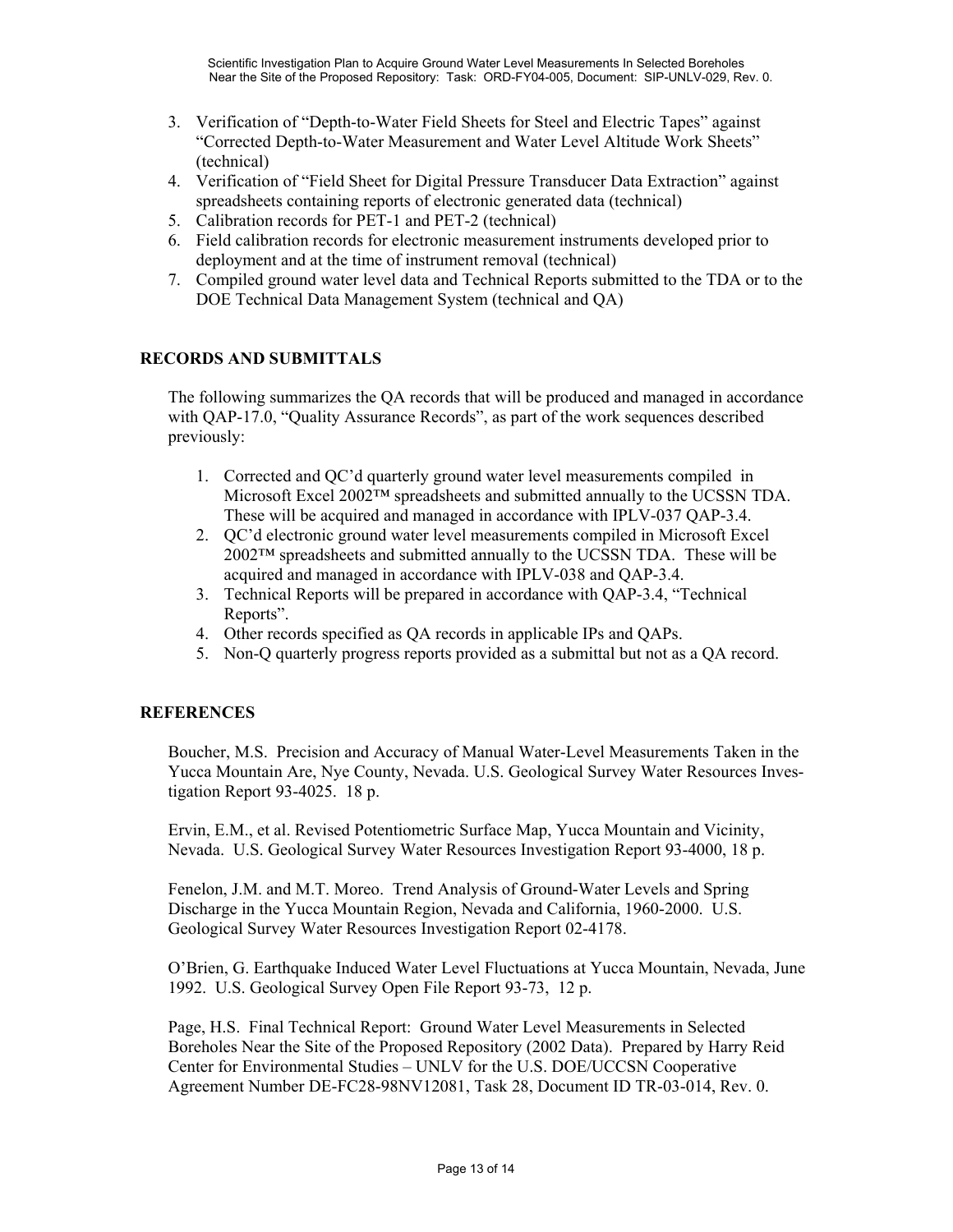3. Verification of "Depth-to-Water Field Sheets for Steel and Electric Tapes" against "Corrected Depth-to-Water Measurement and Water Level Altitude Work Sheets" (technical)
4. Verification of "Field Sheet for Digital Pressure Transducer Data Extraction" against spreadsheets containing reports of electronic generated data (technical)
5. Calibration records for PET-1 and PET-2 (technical)
6. Field calibration records for electronic measurement instruments developed prior to deployment and at the time of instrument removal (technical)
7. Compiled ground water level data and Technical Reports submitted to the TDA or to the DOE Technical Data Management System (technical and QA)

## RECORDS AND SUBMITTALS

The following summarizes the QA records that will be produced and managed in accordance with QAP-17.0, "Quality Assurance Records", as part of the work sequences described previously:

1. Corrected and QC'd quarterly ground water level measurements compiled in Microsoft Excel 2002™ spreadsheets and submitted annually to the UCSSN TDA. These will be acquired and managed in accordance with IPLV-037 QAP-3.4.
2. QC'd electronic ground water level measurements compiled in Microsoft Excel 2002™ spreadsheets and submitted annually to the UCSSN TDA. These will be acquired and managed in accordance with IPLV-038 and QAP-3.4.
3. Technical Reports will be prepared in accordance with QAP-3.4, "Technical Reports".
4. Other records specified as QA records in applicable IPs and QAPs.
5. Non-Q quarterly progress reports provided as a submittal but not as a QA record.

## REFERENCES

Boucher, M.S. Precision and Accuracy of Manual Water-Level Measurements Taken in the Yucca Mountain Are, Nye County, Nevada. U.S. Geological Survey Water Resources Investigation Report 93-4025. 18 p.

Ervin, E.M., et al. Revised Potentiometric Surface Map, Yucca Mountain and Vicinity, Nevada. U.S. Geological Survey Water Resources Investigation Report 93-4000, 18 p.

Fenelon, J.M. and M.T. Moreo. Trend Analysis of Ground-Water Levels and Spring Discharge in the Yucca Mountain Region, Nevada and California, 1960-2000. U.S. Geological Survey Water Resources Investigation Report 02-4178.

O'Brien, G. Earthquake Induced Water Level Fluctuations at Yucca Mountain, Nevada, June 1992. U.S. Geological Survey Open File Report 93-73, 12 p.

Page, H.S. Final Technical Report: Ground Water Level Measurements in Selected Boreholes Near the Site of the Proposed Repository (2002 Data). Prepared by Harry Reid Center for Environmental Studies – UNLV for the U.S. DOE/UCCSN Cooperative Agreement Number DE-FC28-98NV12081, Task 28, Document ID TR-03-014, Rev. 0.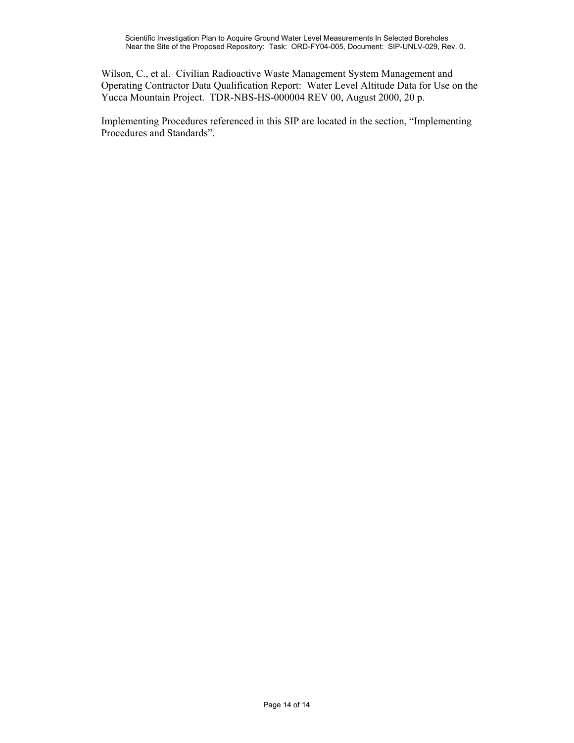Wilson, C., et al. Civilian Radioactive Waste Management System Management and Operating Contractor Data Qualification Report: Water Level Altitude Data for Use on the Yucca Mountain Project. TDR-NBS-HS-000004 REV 00, August 2000, 20 p.

Implementing Procedures referenced in this SIP are located in the section, "Implementing Procedures and Standards".